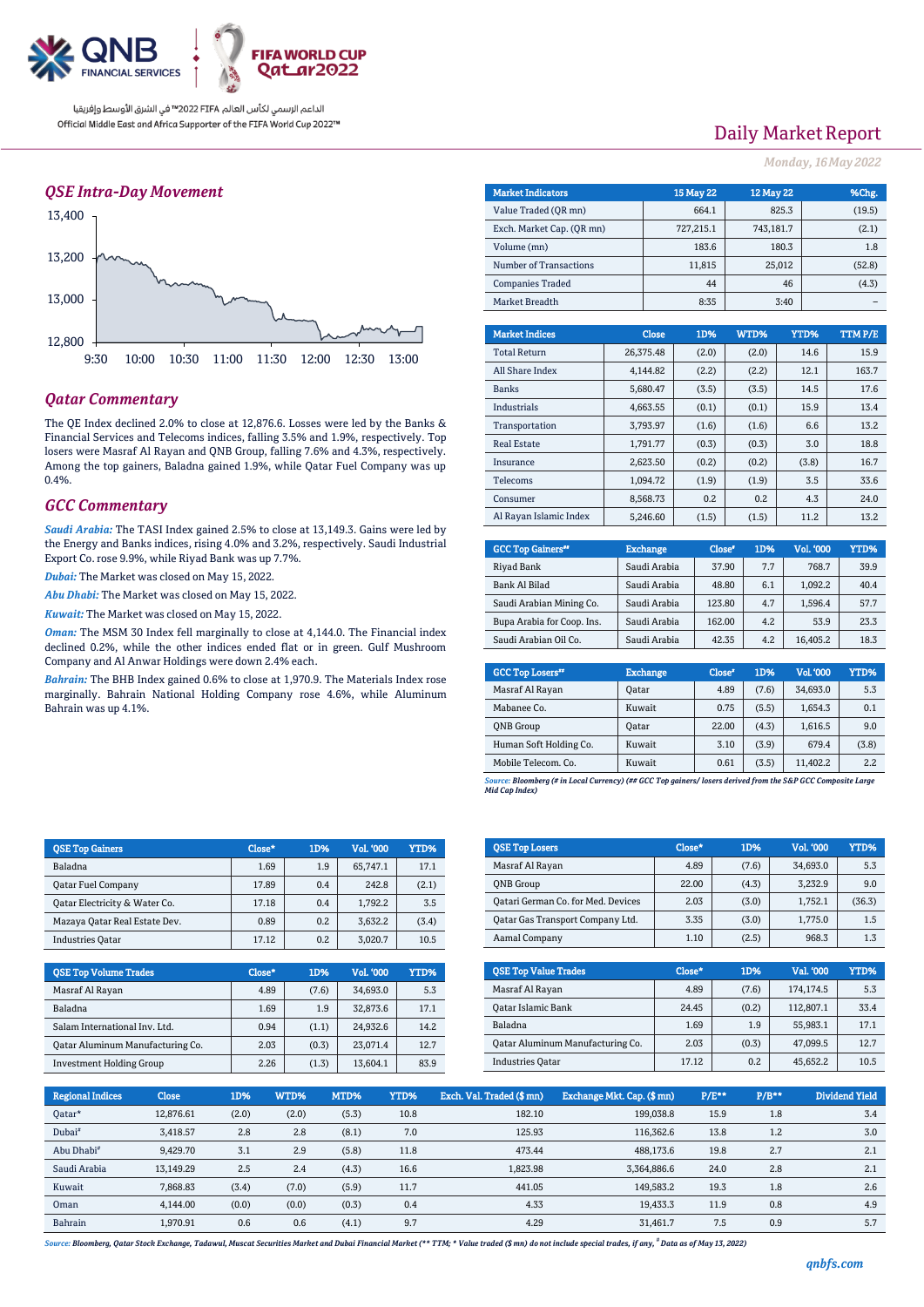QNB FINANCIAL SERVICES

FIFA WORLD CUP Qatar2022

الداعم الرسمي لكأس العالم FIFA 2022™ في الشرق الأوسط وإفريقيا

Official Middle East and Africa Supporter of the FIFA World Cup 2022™

# Daily Market Report

*Monday, 16 May 2022*

## QSE Intra-Day Movement

13,400
13,200
13,000
12,800

9:30 10:00 10:30 11:00 11:30 12:00 12:30 13:00

## Qatar Commentary

The QE Index declined 2.0% to close at 12,876.6. Losses were led by the Banks & Financial Services and Telecoms indices, falling 3.5% and 1.9%, respectively. Top losers were Masraf Al Rayan and QNB Group, falling 7.6% and 4.3%, respectively. Among the top gainers, Baladna gained 1.9%, while Qatar Fuel Company was up 0.4%.

## GCC Commentary

***Saudi Arabia:*** The TASI Index gained 2.5% to close at 13,149.3. Gains were led by the Energy and Banks indices, rising 4.0% and 3.2%, respectively. Saudi Industrial Export Co. rose 9.9%, while Riyad Bank was up 7.7%.

***Dubai:*** The Market was closed on May 15, 2022.

***Abu Dhabi:*** The Market was closed on May 15, 2022.

***Kuwait:*** The Market was closed on May 15, 2022.

***Oman:*** The MSM 30 Index fell marginally to close at 4,144.0. The Financial index declined 0.2%, while the other indices ended flat or in green. Gulf Mushroom Company and Al Anwar Holdings were down 2.4% each.

***Bahrain:*** The BHB Index gained 0.6% to close at 1,970.9. The Materials Index rose marginally. Bahrain National Holding Company rose 4.6%, while Aluminum Bahrain was up 4.1%.

| Market Indicators | 15 May 22 | 12 May 22 | %Chg. |
|---|---|---|---|
| Value Traded (QR mn) | 664.1 | 825.3 | (19.5) |
| Exch. Market Cap. (QR mn) | 727,215.1 | 743,181.7 | (2.1) |
| Volume (mn) | 183.6 | 180.3 | 1.8 |
| Number of Transactions | 11,815 | 25,012 | (52.8) |
| Companies Traded | 44 | 46 | (4.3) |
| Market Breadth | 8:35 | 3:40 | – |

| Market Indices | Close | 1D% | WTD% | YTD% | TTM P/E |
|---|---|---|---|---|---|
| Total Return | 26,375.48 | (2.0) | (2.0) | 14.6 | 15.9 |
| All Share Index | 4,144.82 | (2.2) | (2.2) | 12.1 | 163.7 |
| Banks | 5,680.47 | (3.5) | (3.5) | 14.5 | 17.6 |
| Industrials | 4,663.55 | (0.1) | (0.1) | 15.9 | 13.4 |
| Transportation | 3,793.97 | (1.6) | (1.6) | 6.6 | 13.2 |
| Real Estate | 1,791.77 | (0.3) | (0.3) | 3.0 | 18.8 |
| Insurance | 2,623.50 | (0.2) | (0.2) | (3.8) | 16.7 |
| Telecoms | 1,094.72 | (1.9) | (1.9) | 3.5 | 33.6 |
| Consumer | 8,568.73 | 0.2 | 0.2 | 4.3 | 24.0 |
| Al Rayan Islamic Index | 5,246.60 | (1.5) | (1.5) | 11.2 | 13.2 |

| GCC Top Gainers## | Exchange | Close# | 1D% | Vol. '000 | YTD% |
|---|---|---|---|---|---|
| Riyad Bank | Saudi Arabia | 37.90 | 7.7 | 768.7 | 39.9 |
| Bank Al Bilad | Saudi Arabia | 48.80 | 6.1 | 1,092.2 | 40.4 |
| Saudi Arabian Mining Co. | Saudi Arabia | 123.80 | 4.7 | 1,596.4 | 57.7 |
| Bupa Arabia for Coop. Ins. | Saudi Arabia | 162.00 | 4.2 | 53.9 | 23.3 |
| Saudi Arabian Oil Co. | Saudi Arabia | 42.35 | 4.2 | 16,405.2 | 18.3 |

| GCC Top Losers## | Exchange | Close# | 1D% | Vol. '000 | YTD% |
|---|---|---|---|---|---|
| Masraf Al Rayan | Qatar | 4.89 | (7.6) | 34,693.0 | 5.3 |
| Mabanee Co. | Kuwait | 0.75 | (5.5) | 1,654.3 | 0.1 |
| QNB Group | Qatar | 22.00 | (4.3) | 1,616.5 | 9.0 |
| Human Soft Holding Co. | Kuwait | 3.10 | (3.9) | 679.4 | (3.8) |
| Mobile Telecom. Co. | Kuwait | 0.61 | (3.5) | 11,402.2 | 2.2 |

*Source: Bloomberg (# in Local Currency) (## GCC Top gainers/ losers derived from the S&P GCC Composite Large Mid Cap Index)*

| QSE Top Gainers | Close* | 1D% | Vol. '000 | YTD% |
|---|---|---|---|---|
| Baladna | 1.69 | 1.9 | 65,747.1 | 17.1 |
| Qatar Fuel Company | 17.89 | 0.4 | 242.8 | (2.1) |
| Qatar Electricity & Water Co. | 17.18 | 0.4 | 1,792.2 | 3.5 |
| Mazaya Qatar Real Estate Dev. | 0.89 | 0.2 | 3,632.2 | (3.4) |
| Industries Qatar | 17.12 | 0.2 | 3,020.7 | 10.5 |

| QSE Top Losers | Close* | 1D% | Vol. '000 | YTD% |
|---|---|---|---|---|
| Masraf Al Rayan | 4.89 | (7.6) | 34,693.0 | 5.3 |
| QNB Group | 22.00 | (4.3) | 3,232.9 | 9.0 |
| Qatari German Co. for Med. Devices | 2.03 | (3.0) | 1,752.1 | (36.3) |
| Qatar Gas Transport Company Ltd. | 3.35 | (3.0) | 1,775.0 | 1.5 |
| Aamal Company | 1.10 | (2.5) | 968.3 | 1.3 |

| QSE Top Volume Trades | Close* | 1D% | Vol. '000 | YTD% |
|---|---|---|---|---|
| Masraf Al Rayan | 4.89 | (7.6) | 34,693.0 | 5.3 |
| Baladna | 1.69 | 1.9 | 32,873.6 | 17.1 |
| Salam International Inv. Ltd. | 0.94 | (1.1) | 24,932.6 | 14.2 |
| Qatar Aluminum Manufacturing Co. | 2.03 | (0.3) | 23,071.4 | 12.7 |
| Investment Holding Group | 2.26 | (1.3) | 13,604.1 | 83.9 |

| QSE Top Value Trades | Close* | 1D% | Val. '000 | YTD% |
|---|---|---|---|---|
| Masraf Al Rayan | 4.89 | (7.6) | 174,174.5 | 5.3 |
| Qatar Islamic Bank | 24.45 | (0.2) | 112,807.1 | 33.4 |
| Baladna | 1.69 | 1.9 | 55,983.1 | 17.1 |
| Qatar Aluminum Manufacturing Co. | 2.03 | (0.3) | 47,099.5 | 12.7 |
| Industries Qatar | 17.12 | 0.2 | 45,652.2 | 10.5 |

| Regional Indices | Close | 1D% | WTD% | MTD% | YTD% | Exch. Val. Traded ($ mn) | Exchange Mkt. Cap. ($ mn) | P/E** | P/B** | Dividend Yield |
|---|---|---|---|---|---|---|---|---|---|---|
| Qatar* | 12,876.61 | (2.0) | (2.0) | (5.3) | 10.8 | 182.10 | 199,038.8 | 15.9 | 1.8 | 3.4 |
| Dubai# | 3,418.57 | 2.8 | 2.8 | (8.1) | 7.0 | 125.93 | 116,362.6 | 13.8 | 1.2 | 3.0 |
| Abu Dhabi# | 9,429.70 | 3.1 | 2.9 | (5.8) | 11.8 | 473.44 | 488,173.6 | 19.8 | 2.7 | 2.1 |
| Saudi Arabia | 13,149.29 | 2.5 | 2.4 | (4.3) | 16.6 | 1,823.98 | 3,364,886.6 | 24.0 | 2.8 | 2.1 |
| Kuwait | 7,868.83 | (3.4) | (7.0) | (5.9) | 11.7 | 441.05 | 149,583.2 | 19.3 | 1.8 | 2.6 |
| Oman | 4,144.00 | (0.0) | (0.0) | (0.3) | 0.4 | 4.33 | 19,433.3 | 11.9 | 0.8 | 4.9 |
| Bahrain | 1,970.91 | 0.6 | 0.6 | (4.1) | 9.7 | 4.29 | 31,461.7 | 7.5 | 0.9 | 5.7 |

*Source: Bloomberg, Qatar Stock Exchange, Tadawul, Muscat Securities Market and Dubai Financial Market (** TTM; * Value traded ($ mn) do not include special trades, if any, # Data as of May 13, 2022)*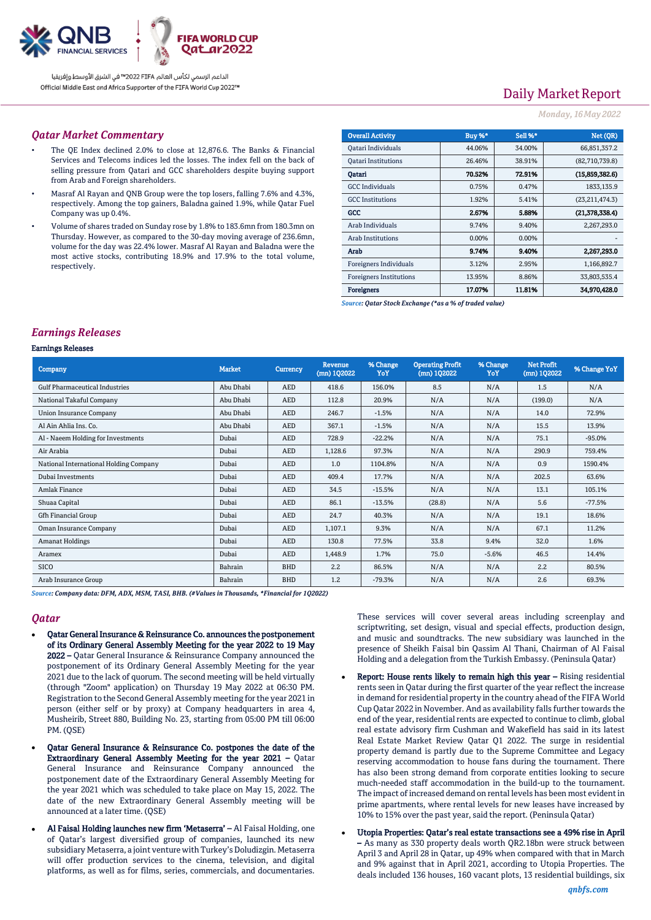# Daily Market Report

*Monday, 16 May 2022*

## Qatar Market Commentary

- The QE Index declined 2.0% to close at 12,876.6. The Banks & Financial Services and Telecoms indices led the losses. The index fell on the back of selling pressure from Qatari and GCC shareholders despite buying support from Arab and Foreign shareholders.
- Masraf Al Rayan and QNB Group were the top losers, falling 7.6% and 4.3%, respectively. Among the top gainers, Baladna gained 1.9%, while Qatar Fuel Company was up 0.4%.
- Volume of shares traded on Sunday rose by 1.8% to 183.6mn from 180.3mn on Thursday. However, as compared to the 30-day moving average of 236.6mn, volume for the day was 22.4% lower. Masraf Al Rayan and Baladna were the most active stocks, contributing 18.9% and 17.9% to the total volume, respectively.

| Overall Activity | Buy %* | Sell %* | Net (QR) |
|---|---|---|---|
| Qatari Individuals | 44.06% | 34.00% | 66,851,357.2 |
| Qatari Institutions | 26.46% | 38.91% | (82,710,739.8) |
| **Qatari** | **70.52%** | **72.91%** | **(15,859,382.6)** |
| GCC Individuals | 0.75% | 0.47% | 1833,135.9 |
| GCC Institutions | 1.92% | 5.41% | (23,211,474.3) |
| **GCC** | **2.67%** | **5.88%** | **(21,378,338.4)** |
| Arab Individuals | 9.74% | 9.40% | 2,267,293.0 |
| Arab Institutions | 0.00% | 0.00% | - |
| **Arab** | **9.74%** | **9.40%** | **2,267,293.0** |
| Foreigners Individuals | 3.12% | 2.95% | 1,166,892.7 |
| Foreigners Institutions | 13.95% | 8.86% | 33,803,535.4 |
| **Foreigners** | **17.07%** | **11.81%** | **34,970,428.0** |

*Source: Qatar Stock Exchange (\*as a % of traded value)*

## Earnings Releases

**Earnings Releases**

| Company | Market | Currency | Revenue (mn) 1Q2022 | % Change YoY | Operating Profit (mn) 1Q2022 | % Change YoY | Net Profit (mn) 1Q2022 | % Change YoY |
|---|---|---|---|---|---|---|---|---|
| Gulf Pharmaceutical Industries | Abu Dhabi | AED | 418.6 | 156.0% | 8.5 | N/A | 1.5 | N/A |
| National Takaful Company | Abu Dhabi | AED | 112.8 | 20.9% | N/A | N/A | (199.0) | N/A |
| Union Insurance Company | Abu Dhabi | AED | 246.7 | -1.5% | N/A | N/A | 14.0 | 72.9% |
| Al Ain Ahlia Ins. Co. | Abu Dhabi | AED | 367.1 | -1.5% | N/A | N/A | 15.5 | 13.9% |
| Al - Naeem Holding for Investments | Dubai | AED | 728.9 | -22.2% | N/A | N/A | 75.1 | -95.0% |
| Air Arabia | Dubai | AED | 1,128.6 | 97.3% | N/A | N/A | 290.9 | 759.4% |
| National International Holding Company | Dubai | AED | 1.0 | 1104.8% | N/A | N/A | 0.9 | 1590.4% |
| Dubai Investments | Dubai | AED | 409.4 | 17.7% | N/A | N/A | 202.5 | 63.6% |
| Amlak Finance | Dubai | AED | 34.5 | -15.5% | N/A | N/A | 13.1 | 105.1% |
| Shuaa Capital | Dubai | AED | 86.1 | -13.5% | (28.8) | N/A | 5.6 | -77.5% |
| Gfh Financial Group | Dubai | AED | 24.7 | 40.3% | N/A | N/A | 19.1 | 18.6% |
| Oman Insurance Company | Dubai | AED | 1,107.1 | 9.3% | N/A | N/A | 67.1 | 11.2% |
| Amanat Holdings | Dubai | AED | 130.8 | 77.5% | 33.8 | 9.4% | 32.0 | 1.6% |
| Aramex | Dubai | AED | 1,448.9 | 1.7% | 75.0 | -5.6% | 46.5 | 14.4% |
| SICO | Bahrain | BHD | 2.2 | 86.5% | N/A | N/A | 2.2 | 80.5% |
| Arab Insurance Group | Bahrain | BHD | 1.2 | -79.3% | N/A | N/A | 2.6 | 69.3% |

*Source: Company data: DFM, ADX, MSM, TASI, BHB. (#Values in Thousands, \*Financial for 1Q2022)*

## Qatar

- **Qatar General Insurance & Reinsurance Co. announces the postponement of its Ordinary General Assembly Meeting for the year 2022 to 19 May 2022 –** Qatar General Insurance & Reinsurance Company announced the postponement of its Ordinary General Assembly Meeting for the year 2021 due to the lack of quorum. The second meeting will be held virtually (through "Zoom" application) on Thursday 19 May 2022 at 06:30 PM. Registration to the Second General Assembly meeting for the year 2021 in person (either self or by proxy) at Company headquarters in area 4, Musheirib, Street 880, Building No. 23, starting from 05:00 PM till 06:00 PM. (QSE)
- **Qatar General Insurance & Reinsurance Co. postpones the date of the Extraordinary General Assembly Meeting for the year 2021 –** Qatar General Insurance and Reinsurance Company announced the postponement date of the Extraordinary General Assembly Meeting for the year 2021 which was scheduled to take place on May 15, 2022. The date of the new Extraordinary General Assembly meeting will be announced at a later time. (QSE)
- **Al Faisal Holding launches new firm 'Metaserra' –** Al Faisal Holding, one of Qatar's largest diversified group of companies, launched its new subsidiary Metaserra, a joint venture with Turkey's Doludizgin. Metaserra will offer production services to the cinema, television, and digital platforms, as well as for films, series, commercials, and documentaries. These services will cover several areas including screenplay and scriptwriting, set design, visual and special effects, production design, and music and soundtracks. The new subsidiary was launched in the presence of Sheikh Faisal bin Qassim Al Thani, Chairman of Al Faisal Holding and a delegation from the Turkish Embassy. (Peninsula Qatar)
- **Report: House rents likely to remain high this year –** Rising residential rents seen in Qatar during the first quarter of the year reflect the increase in demand for residential property in the country ahead of the FIFA World Cup Qatar 2022 in November. And as availability falls further towards the end of the year, residential rents are expected to continue to climb, global real estate advisory firm Cushman and Wakefield has said in its latest Real Estate Market Review Qatar Q1 2022. The surge in residential property demand is partly due to the Supreme Committee and Legacy reserving accommodation to house fans during the tournament. There has also been strong demand from corporate entities looking to secure much-needed staff accommodation in the build-up to the tournament. The impact of increased demand on rental levels has been most evident in prime apartments, where rental levels for new leases have increased by 10% to 15% over the past year, said the report. (Peninsula Qatar)
- **Utopia Properties: Qatar's real estate transactions see a 49% rise in April –** As many as 330 property deals worth QR2.18bn were struck between April 3 and April 28 in Qatar, up 49% when compared with that in March and 9% against that in April 2021, according to Utopia Properties. The deals included 136 houses, 160 vacant plots, 13 residential buildings, six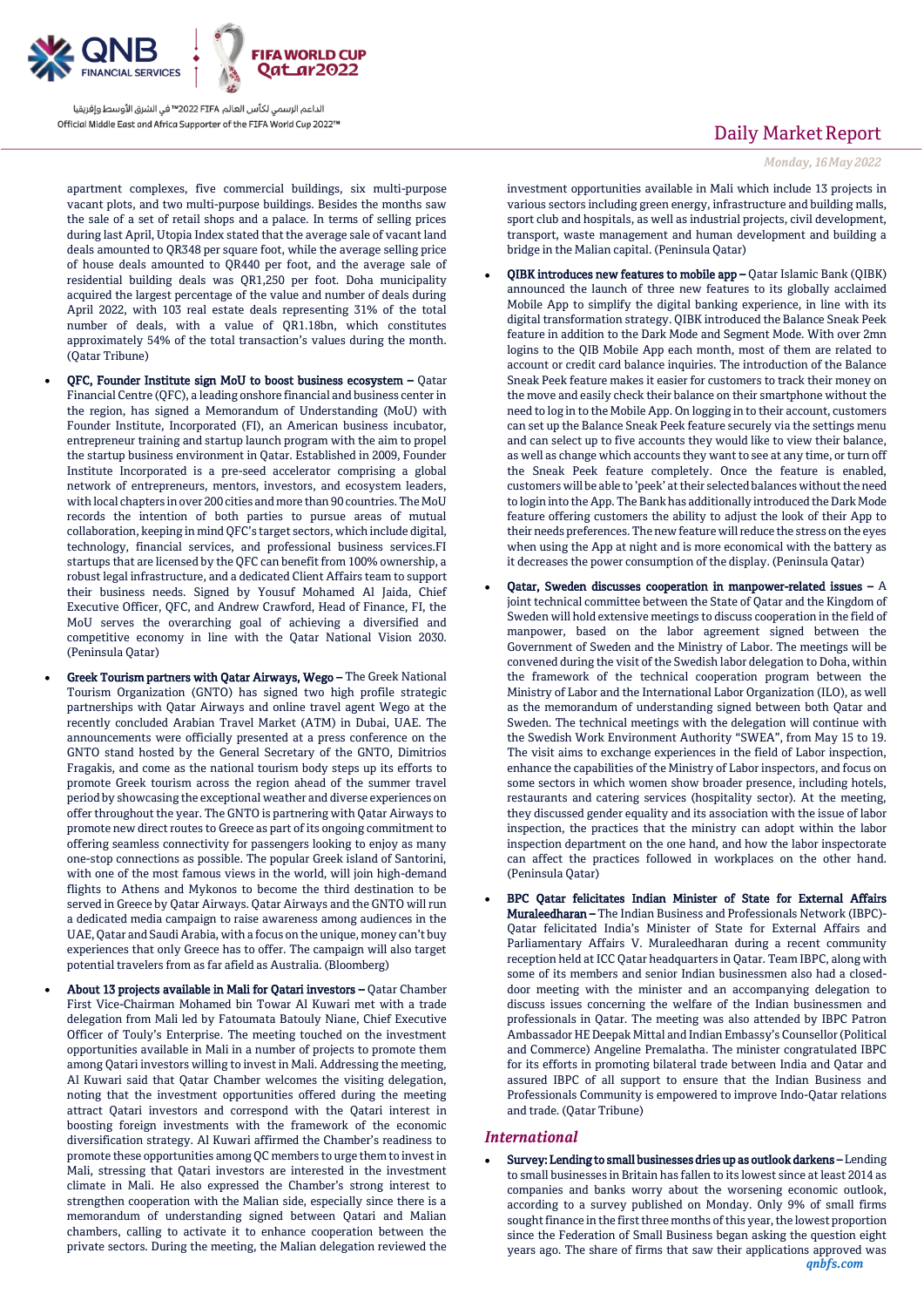apartment complexes, five commercial buildings, six multi-purpose vacant plots, and two multi-purpose buildings. Besides the months saw the sale of a set of retail shops and a palace. In terms of selling prices during last April, Utopia Index stated that the average sale of vacant land deals amounted to QR348 per square foot, while the average selling price of house deals amounted to QR440 per foot, and the average sale of residential building deals was QR1,250 per foot. Doha municipality acquired the largest percentage of the value and number of deals during April 2022, with 103 real estate deals representing 31% of the total number of deals, with a value of QR1.18bn, which constitutes approximately 54% of the total transaction's values during the month. (Qatar Tribune)

- **QFC, Founder Institute sign MoU to boost business ecosystem –** Qatar Financial Centre (QFC), a leading onshore financial and business center in the region, has signed a Memorandum of Understanding (MoU) with Founder Institute, Incorporated (FI), an American business incubator, entrepreneur training and startup launch program with the aim to propel the startup business environment in Qatar. Established in 2009, Founder Institute Incorporated is a pre-seed accelerator comprising a global network of entrepreneurs, mentors, investors, and ecosystem leaders, with local chapters in over 200 cities and more than 90 countries. The MoU records the intention of both parties to pursue areas of mutual collaboration, keeping in mind QFC's target sectors, which include digital, technology, financial services, and professional business services.FI startups that are licensed by the QFC can benefit from 100% ownership, a robust legal infrastructure, and a dedicated Client Affairs team to support their business needs. Signed by Yousuf Mohamed Al Jaida, Chief Executive Officer, QFC, and Andrew Crawford, Head of Finance, FI, the MoU serves the overarching goal of achieving a diversified and competitive economy in line with the Qatar National Vision 2030. (Peninsula Qatar)

- **Greek Tourism partners with Qatar Airways, Wego –** The Greek National Tourism Organization (GNTO) has signed two high profile strategic partnerships with Qatar Airways and online travel agent Wego at the recently concluded Arabian Travel Market (ATM) in Dubai, UAE. The announcements were officially presented at a press conference on the GNTO stand hosted by the General Secretary of the GNTO, Dimitrios Fragakis, and come as the national tourism body steps up its efforts to promote Greek tourism across the region ahead of the summer travel period by showcasing the exceptional weather and diverse experiences on offer throughout the year. The GNTO is partnering with Qatar Airways to promote new direct routes to Greece as part of its ongoing commitment to offering seamless connectivity for passengers looking to enjoy as many one-stop connections as possible. The popular Greek island of Santorini, with one of the most famous views in the world, will join high-demand flights to Athens and Mykonos to become the third destination to be served in Greece by Qatar Airways. Qatar Airways and the GNTO will run a dedicated media campaign to raise awareness among audiences in the UAE, Qatar and Saudi Arabia, with a focus on the unique, money can't buy experiences that only Greece has to offer. The campaign will also target potential travelers from as far afield as Australia. (Bloomberg)

- **About 13 projects available in Mali for Qatari investors –** Qatar Chamber First Vice-Chairman Mohamed bin Towar Al Kuwari met with a trade delegation from Mali led by Fatoumata Batouly Niane, Chief Executive Officer of Touly's Enterprise. The meeting touched on the investment opportunities available in Mali in a number of projects to promote them among Qatari investors willing to invest in Mali. Addressing the meeting, Al Kuwari said that Qatar Chamber welcomes the visiting delegation, noting that the investment opportunities offered during the meeting attract Qatari investors and correspond with the Qatari interest in boosting foreign investments with the framework of the economic diversification strategy. Al Kuwari affirmed the Chamber's readiness to promote these opportunities among QC members to urge them to invest in Mali, stressing that Qatari investors are interested in the investment climate in Mali. He also expressed the Chamber's strong interest to strengthen cooperation with the Malian side, especially since there is a memorandum of understanding signed between Qatari and Malian chambers, calling to activate it to enhance cooperation between the private sectors. During the meeting, the Malian delegation reviewed the investment opportunities available in Mali which include 13 projects in various sectors including green energy, infrastructure and building malls, sport club and hospitals, as well as industrial projects, civil development, transport, waste management and human development and building a bridge in the Malian capital. (Peninsula Qatar)

- **QIBK introduces new features to mobile app –** Qatar Islamic Bank (QIBK) announced the launch of three new features to its globally acclaimed Mobile App to simplify the digital banking experience, in line with its digital transformation strategy. QIBK introduced the Balance Sneak Peek feature in addition to the Dark Mode and Segment Mode. With over 2mn logins to the QIB Mobile App each month, most of them are related to account or credit card balance inquiries. The introduction of the Balance Sneak Peek feature makes it easier for customers to track their money on the move and easily check their balance on their smartphone without the need to log in to the Mobile App. On logging in to their account, customers can set up the Balance Sneak Peek feature securely via the settings menu and can select up to five accounts they would like to view their balance, as well as change which accounts they want to see at any time, or turn off the Sneak Peek feature completely. Once the feature is enabled, customers will be able to 'peek' at their selected balances without the need to login into the App. The Bank has additionally introduced the Dark Mode feature offering customers the ability to adjust the look of their App to their needs preferences. The new feature will reduce the stress on the eyes when using the App at night and is more economical with the battery as it decreases the power consumption of the display. (Peninsula Qatar)

- **Qatar, Sweden discusses cooperation in manpower-related issues –** A joint technical committee between the State of Qatar and the Kingdom of Sweden will hold extensive meetings to discuss cooperation in the field of manpower, based on the labor agreement signed between the Government of Sweden and the Ministry of Labor. The meetings will be convened during the visit of the Swedish labor delegation to Doha, within the framework of the technical cooperation program between the Ministry of Labor and the International Labor Organization (ILO), as well as the memorandum of understanding signed between both Qatar and Sweden. The technical meetings with the delegation will continue with the Swedish Work Environment Authority "SWEA", from May 15 to 19. The visit aims to exchange experiences in the field of Labor inspection, enhance the capabilities of the Ministry of Labor inspectors, and focus on some sectors in which women show broader presence, including hotels, restaurants and catering services (hospitality sector). At the meeting, they discussed gender equality and its association with the issue of labor inspection, the practices that the ministry can adopt within the labor inspection department on the one hand, and how the labor inspectorate can affect the practices followed in workplaces on the other hand. (Peninsula Qatar)

- **BPC Qatar felicitates Indian Minister of State for External Affairs Muraleedharan –** The Indian Business and Professionals Network (IBPC)-Qatar felicitated India's Minister of State for External Affairs and Parliamentary Affairs V. Muraleedharan during a recent community reception held at ICC Qatar headquarters in Qatar. Team IBPC, along with some of its members and senior Indian businessmen also had a closed-door meeting with the minister and an accompanying delegation to discuss issues concerning the welfare of the Indian businessmen and professionals in Qatar. The meeting was also attended by IBPC Patron Ambassador HE Deepak Mittal and Indian Embassy's Counsellor (Political and Commerce) Angeline Premalatha. The minister congratulated IBPC for its efforts in promoting bilateral trade between India and Qatar and assured IBPC of all support to ensure that the Indian Business and Professionals Community is empowered to improve Indo-Qatar relations and trade. (Qatar Tribune)

## *International*

- **Survey: Lending to small businesses dries up as outlook darkens –** Lending to small businesses in Britain has fallen to its lowest since at least 2014 as companies and banks worry about the worsening economic outlook, according to a survey published on Monday. Only 9% of small firms sought finance in the first three months of this year, the lowest proportion since the Federation of Small Business began asking the question eight years ago. The share of firms that saw their applications approved was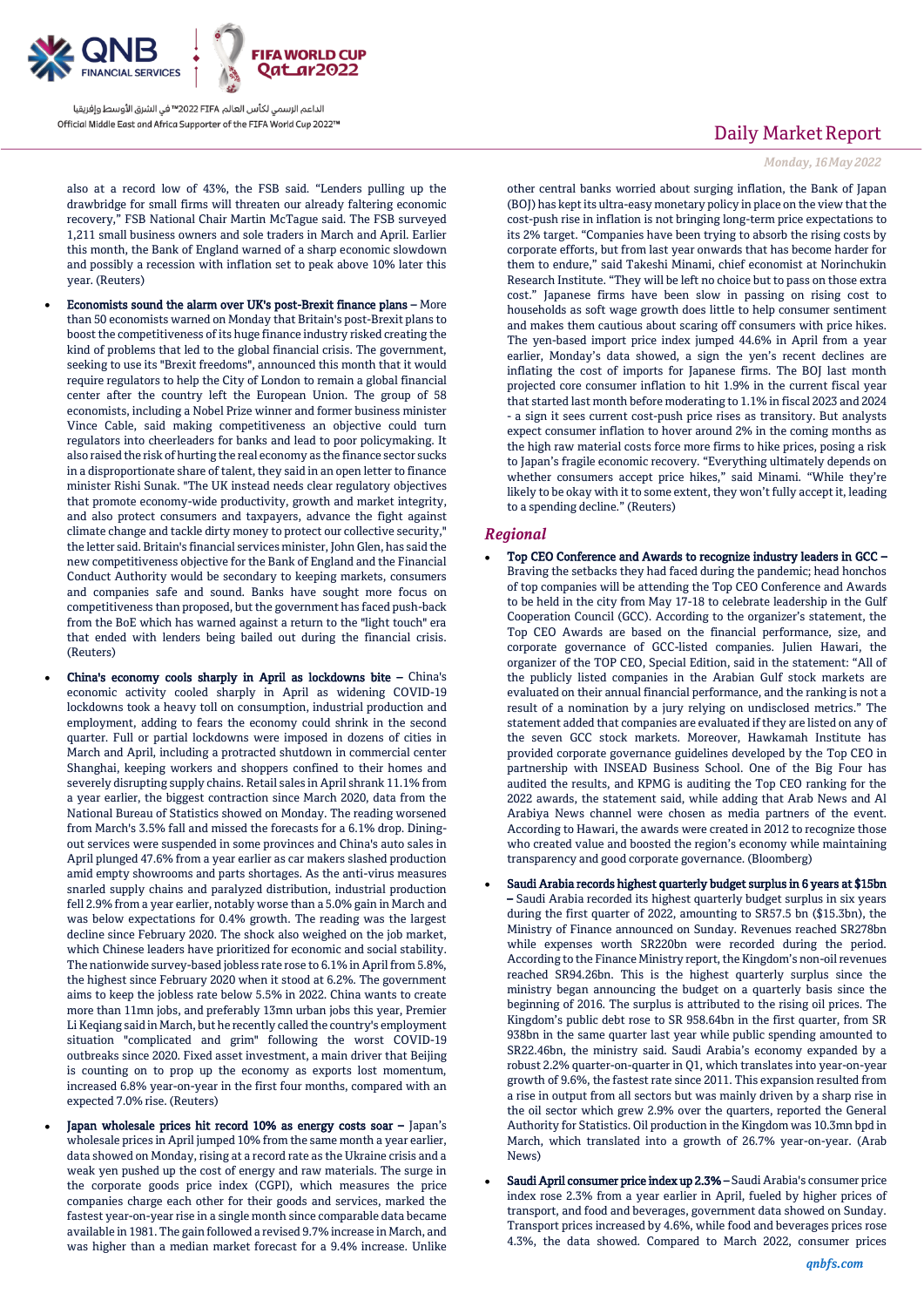also at a record low of 43%, the FSB said. "Lenders pulling up the drawbridge for small firms will threaten our already faltering economic recovery," FSB National Chair Martin McTague said. The FSB surveyed 1,211 small business owners and sole traders in March and April. Earlier this month, the Bank of England warned of a sharp economic slowdown and possibly a recession with inflation set to peak above 10% later this year. (Reuters)

- **Economists sound the alarm over UK's post-Brexit finance plans –** More than 50 economists warned on Monday that Britain's post-Brexit plans to boost the competitiveness of its huge finance industry risked creating the kind of problems that led to the global financial crisis. The government, seeking to use its "Brexit freedoms", announced this month that it would require regulators to help the City of London to remain a global financial center after the country left the European Union. The group of 58 economists, including a Nobel Prize winner and former business minister Vince Cable, said making competitiveness an objective could turn regulators into cheerleaders for banks and lead to poor policymaking. It also raised the risk of hurting the real economy as the finance sector sucks in a disproportionate share of talent, they said in an open letter to finance minister Rishi Sunak. "The UK instead needs clear regulatory objectives that promote economy-wide productivity, growth and market integrity, and also protect consumers and taxpayers, advance the fight against climate change and tackle dirty money to protect our collective security," the letter said. Britain's financial services minister, John Glen, has said the new competitiveness objective for the Bank of England and the Financial Conduct Authority would be secondary to keeping markets, consumers and companies safe and sound. Banks have sought more focus on competitiveness than proposed, but the government has faced push-back from the BoE which has warned against a return to the "light touch" era that ended with lenders being bailed out during the financial crisis. (Reuters)
- **China's economy cools sharply in April as lockdowns bite –** China's economic activity cooled sharply in April as widening COVID-19 lockdowns took a heavy toll on consumption, industrial production and employment, adding to fears the economy could shrink in the second quarter. Full or partial lockdowns were imposed in dozens of cities in March and April, including a protracted shutdown in commercial center Shanghai, keeping workers and shoppers confined to their homes and severely disrupting supply chains. Retail sales in April shrank 11.1% from a year earlier, the biggest contraction since March 2020, data from the National Bureau of Statistics showed on Monday. The reading worsened from March's 3.5% fall and missed the forecasts for a 6.1% drop. Dining-out services were suspended in some provinces and China's auto sales in April plunged 47.6% from a year earlier as car makers slashed production amid empty showrooms and parts shortages. As the anti-virus measures snarled supply chains and paralyzed distribution, industrial production fell 2.9% from a year earlier, notably worse than a 5.0% gain in March and was below expectations for 0.4% growth. The reading was the largest decline since February 2020. The shock also weighed on the job market, which Chinese leaders have prioritized for economic and social stability. The nationwide survey-based jobless rate rose to 6.1% in April from 5.8%, the highest since February 2020 when it stood at 6.2%. The government aims to keep the jobless rate below 5.5% in 2022. China wants to create more than 11mn jobs, and preferably 13mn urban jobs this year, Premier Li Keqiang said in March, but he recently called the country's employment situation "complicated and grim" following the worst COVID-19 outbreaks since 2020. Fixed asset investment, a main driver that Beijing is counting on to prop up the economy as exports lost momentum, increased 6.8% year-on-year in the first four months, compared with an expected 7.0% rise. (Reuters)
- **Japan wholesale prices hit record 10% as energy costs soar –** Japan's wholesale prices in April jumped 10% from the same month a year earlier, data showed on Monday, rising at a record rate as the Ukraine crisis and a weak yen pushed up the cost of energy and raw materials. The surge in the corporate goods price index (CGPI), which measures the price companies charge each other for their goods and services, marked the fastest year-on-year rise in a single month since comparable data became available in 1981. The gain followed a revised 9.7% increase in March, and was higher than a median market forecast for a 9.4% increase. Unlike other central banks worried about surging inflation, the Bank of Japan (BOJ) has kept its ultra-easy monetary policy in place on the view that the cost-push rise in inflation is not bringing long-term price expectations to its 2% target. "Companies have been trying to absorb the rising costs by corporate efforts, but from last year onwards that has become harder for them to endure," said Takeshi Minami, chief economist at Norinchukin Research Institute. "They will be left no choice but to pass on those extra cost." Japanese firms have been slow in passing on rising cost to households as soft wage growth does little to help consumer sentiment and makes them cautious about scaring off consumers with price hikes. The yen-based import price index jumped 44.6% in April from a year earlier, Monday's data showed, a sign the yen's recent declines are inflating the cost of imports for Japanese firms. The BOJ last month projected core consumer inflation to hit 1.9% in the current fiscal year that started last month before moderating to 1.1% in fiscal 2023 and 2024 - a sign it sees current cost-push price rises as transitory. But analysts expect consumer inflation to hover around 2% in the coming months as the high raw material costs force more firms to hike prices, posing a risk to Japan's fragile economic recovery. "Everything ultimately depends on whether consumers accept price hikes," said Minami. "While they're likely to be okay with it to some extent, they won't fully accept it, leading to a spending decline." (Reuters)

## *Regional*

- **Top CEO Conference and Awards to recognize industry leaders in GCC –** Braving the setbacks they had faced during the pandemic; head honchos of top companies will be attending the Top CEO Conference and Awards to be held in the city from May 17-18 to celebrate leadership in the Gulf Cooperation Council (GCC). According to the organizer's statement, the Top CEO Awards are based on the financial performance, size, and corporate governance of GCC-listed companies. Julien Hawari, the organizer of the TOP CEO, Special Edition, said in the statement: "All of the publicly listed companies in the Arabian Gulf stock markets are evaluated on their annual financial performance, and the ranking is not a result of a nomination by a jury relying on undisclosed metrics." The statement added that companies are evaluated if they are listed on any of the seven GCC stock markets. Moreover, Hawkamah Institute has provided corporate governance guidelines developed by the Top CEO in partnership with INSEAD Business School. One of the Big Four has audited the results, and KPMG is auditing the Top CEO ranking for the 2022 awards, the statement said, while adding that Arab News and Al Arabiya News channel were chosen as media partners of the event. According to Hawari, the awards were created in 2012 to recognize those who created value and boosted the region's economy while maintaining transparency and good corporate governance. (Bloomberg)
- **Saudi Arabia records highest quarterly budget surplus in 6 years at $15bn –** Saudi Arabia recorded its highest quarterly budget surplus in six years during the first quarter of 2022, amounting to SR57.5 bn ($15.3bn), the Ministry of Finance announced on Sunday. Revenues reached SR278bn while expenses worth SR220bn were recorded during the period. According to the Finance Ministry report, the Kingdom's non-oil revenues reached SR94.26bn. This is the highest quarterly surplus since the ministry began announcing the budget on a quarterly basis since the beginning of 2016. The surplus is attributed to the rising oil prices. The Kingdom's public debt rose to SR 958.64bn in the first quarter, from SR 938bn in the same quarter last year while public spending amounted to SR22.46bn, the ministry said. Saudi Arabia's economy expanded by a robust 2.2% quarter-on-quarter in Q1, which translates into year-on-year growth of 9.6%, the fastest rate since 2011. This expansion resulted from a rise in output from all sectors but was mainly driven by a sharp rise in the oil sector which grew 2.9% over the quarters, reported the General Authority for Statistics. Oil production in the Kingdom was 10.3mn bpd in March, which translated into a growth of 26.7% year-on-year. (Arab News)
- **Saudi April consumer price index up 2.3% –** Saudi Arabia's consumer price index rose 2.3% from a year earlier in April, fueled by higher prices of transport, and food and beverages, government data showed on Sunday. Transport prices increased by 4.6%, while food and beverages prices rose 4.3%, the data showed. Compared to March 2022, consumer prices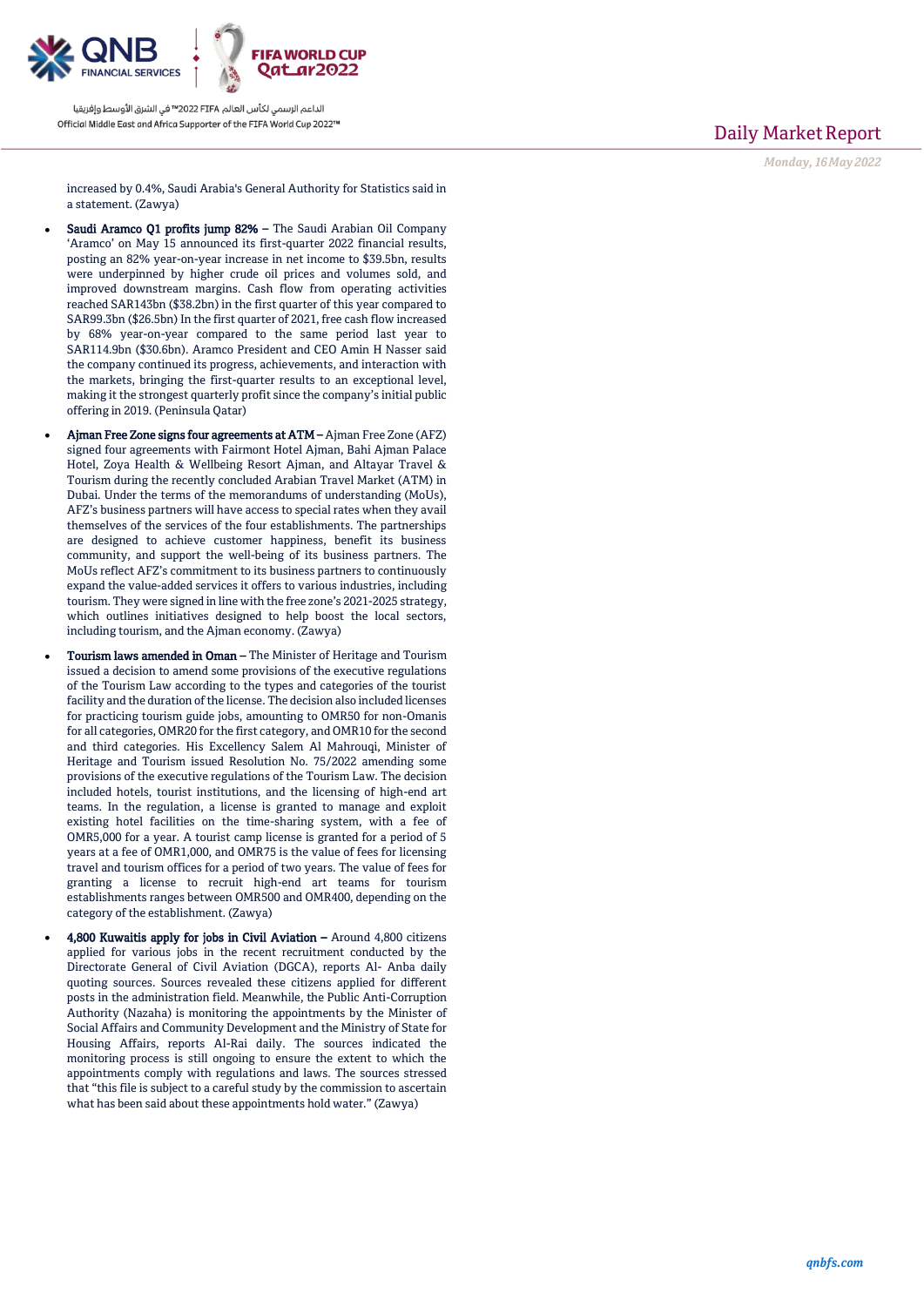increased by 0.4%, Saudi Arabia's General Authority for Statistics said in a statement. (Zawya)

- **Saudi Aramco Q1 profits jump 82% –** The Saudi Arabian Oil Company 'Aramco' on May 15 announced its first-quarter 2022 financial results, posting an 82% year-on-year increase in net income to $39.5bn, results were underpinned by higher crude oil prices and volumes sold, and improved downstream margins. Cash flow from operating activities reached SAR143bn ($38.2bn) in the first quarter of this year compared to SAR99.3bn ($26.5bn) In the first quarter of 2021, free cash flow increased by 68% year-on-year compared to the same period last year to SAR114.9bn ($30.6bn). Aramco President and CEO Amin H Nasser said the company continued its progress, achievements, and interaction with the markets, bringing the first-quarter results to an exceptional level, making it the strongest quarterly profit since the company's initial public offering in 2019. (Peninsula Qatar)
- **Ajman Free Zone signs four agreements at ATM –** Ajman Free Zone (AFZ) signed four agreements with Fairmont Hotel Ajman, Bahi Ajman Palace Hotel, Zoya Health & Wellbeing Resort Ajman, and Altayar Travel & Tourism during the recently concluded Arabian Travel Market (ATM) in Dubai. Under the terms of the memorandums of understanding (MoUs), AFZ's business partners will have access to special rates when they avail themselves of the services of the four establishments. The partnerships are designed to achieve customer happiness, benefit its business community, and support the well-being of its business partners. The MoUs reflect AFZ's commitment to its business partners to continuously expand the value-added services it offers to various industries, including tourism. They were signed in line with the free zone's 2021-2025 strategy, which outlines initiatives designed to help boost the local sectors, including tourism, and the Ajman economy. (Zawya)
- **Tourism laws amended in Oman –** The Minister of Heritage and Tourism issued a decision to amend some provisions of the executive regulations of the Tourism Law according to the types and categories of the tourist facility and the duration of the license. The decision also included licenses for practicing tourism guide jobs, amounting to OMR50 for non-Omanis for all categories, OMR20 for the first category, and OMR10 for the second and third categories. His Excellency Salem Al Mahrouqi, Minister of Heritage and Tourism issued Resolution No. 75/2022 amending some provisions of the executive regulations of the Tourism Law. The decision included hotels, tourist institutions, and the licensing of high-end art teams. In the regulation, a license is granted to manage and exploit existing hotel facilities on the time-sharing system, with a fee of OMR5,000 for a year. A tourist camp license is granted for a period of 5 years at a fee of OMR1,000, and OMR75 is the value of fees for licensing travel and tourism offices for a period of two years. The value of fees for granting a license to recruit high-end art teams for tourism establishments ranges between OMR500 and OMR400, depending on the category of the establishment. (Zawya)
- **4,800 Kuwaitis apply for jobs in Civil Aviation –** Around 4,800 citizens applied for various jobs in the recent recruitment conducted by the Directorate General of Civil Aviation (DGCA), reports Al- Anba daily quoting sources. Sources revealed these citizens applied for different posts in the administration field. Meanwhile, the Public Anti-Corruption Authority (Nazaha) is monitoring the appointments by the Minister of Social Affairs and Community Development and the Ministry of State for Housing Affairs, reports Al-Rai daily. The sources indicated the monitoring process is still ongoing to ensure the extent to which the appointments comply with regulations and laws. The sources stressed that "this file is subject to a careful study by the commission to ascertain what has been said about these appointments hold water." (Zawya)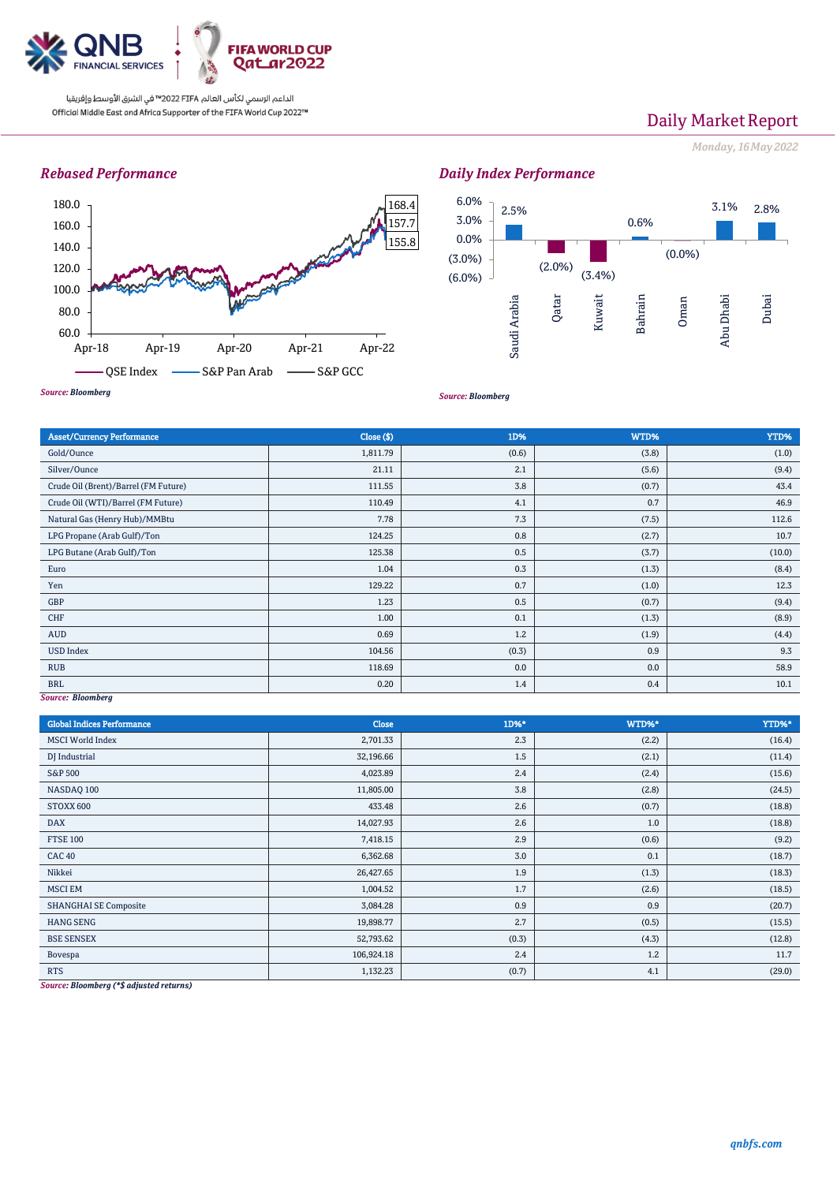QNB FINANCIAL SERVICES

FIFA WORLD CUP Qatar2022

الداعم الرسمي لكأس العالم FIFA 2022™ في الشرق الأوسط وإفريقيا
Official Middle East and Africa Supporter of the FIFA World Cup 2022™

# Daily Market Report

*Monday, 16 May 2022*

## Rebased Performance

180.0
160.0
140.0
120.0
100.0
80.0
60.0
Apr-18
Apr-19
Apr-20
Apr-21
Apr-22
168.4
157.7
155.8
QSE Index
S&P Pan Arab
S&P GCC

*Source: Bloomberg*

## Daily Index Performance

6.0%
3.0%
0.0%
(3.0%)
(6.0%)
2.5%
(2.0%)
(3.4%)
0.6%
(0.0%)
3.1%
2.8%
Saudi Arabia
Qatar
Kuwait
Bahrain
Oman
Abu Dhabi
Dubai

*Source: Bloomberg*

| Asset/Currency Performance | Close ($) | 1D% | WTD% | YTD% |
|---|---|---|---|---|
| Gold/Ounce | 1,811.79 | (0.6) | (3.8) | (1.0) |
| Silver/Ounce | 21.11 | 2.1 | (5.6) | (9.4) |
| Crude Oil (Brent)/Barrel (FM Future) | 111.55 | 3.8 | (0.7) | 43.4 |
| Crude Oil (WTI)/Barrel (FM Future) | 110.49 | 4.1 | 0.7 | 46.9 |
| Natural Gas (Henry Hub)/MMBtu | 7.78 | 7.3 | (7.5) | 112.6 |
| LPG Propane (Arab Gulf)/Ton | 124.25 | 0.8 | (2.7) | 10.7 |
| LPG Butane (Arab Gulf)/Ton | 125.38 | 0.5 | (3.7) | (10.0) |
| Euro | 1.04 | 0.3 | (1.3) | (8.4) |
| Yen | 129.22 | 0.7 | (1.0) | 12.3 |
| GBP | 1.23 | 0.5 | (0.7) | (9.4) |
| CHF | 1.00 | 0.1 | (1.3) | (8.9) |
| AUD | 0.69 | 1.2 | (1.9) | (4.4) |
| USD Index | 104.56 | (0.3) | 0.9 | 9.3 |
| RUB | 118.69 | 0.0 | 0.0 | 58.9 |
| BRL | 0.20 | 1.4 | 0.4 | 10.1 |

*Source: Bloomberg*

| Global Indices Performance | Close | 1D%* | WTD%* | YTD%* |
|---|---|---|---|---|
| MSCI World Index | 2,701.33 | 2.3 | (2.2) | (16.4) |
| DJ Industrial | 32,196.66 | 1.5 | (2.1) | (11.4) |
| S&P 500 | 4,023.89 | 2.4 | (2.4) | (15.6) |
| NASDAQ 100 | 11,805.00 | 3.8 | (2.8) | (24.5) |
| STOXX 600 | 433.48 | 2.6 | (0.7) | (18.8) |
| DAX | 14,027.93 | 2.6 | 1.0 | (18.8) |
| FTSE 100 | 7,418.15 | 2.9 | (0.6) | (9.2) |
| CAC 40 | 6,362.68 | 3.0 | 0.1 | (18.7) |
| Nikkei | 26,427.65 | 1.9 | (1.3) | (18.3) |
| MSCI EM | 1,004.52 | 1.7 | (2.6) | (18.5) |
| SHANGHAI SE Composite | 3,084.28 | 0.9 | 0.9 | (20.7) |
| HANG SENG | 19,898.77 | 2.7 | (0.5) | (15.5) |
| BSE SENSEX | 52,793.62 | (0.3) | (4.3) | (12.8) |
| Bovespa | 106,924.18 | 2.4 | 1.2 | 11.7 |
| RTS | 1,132.23 | (0.7) | 4.1 | (29.0) |

*Source: Bloomberg (*$ adjusted returns)*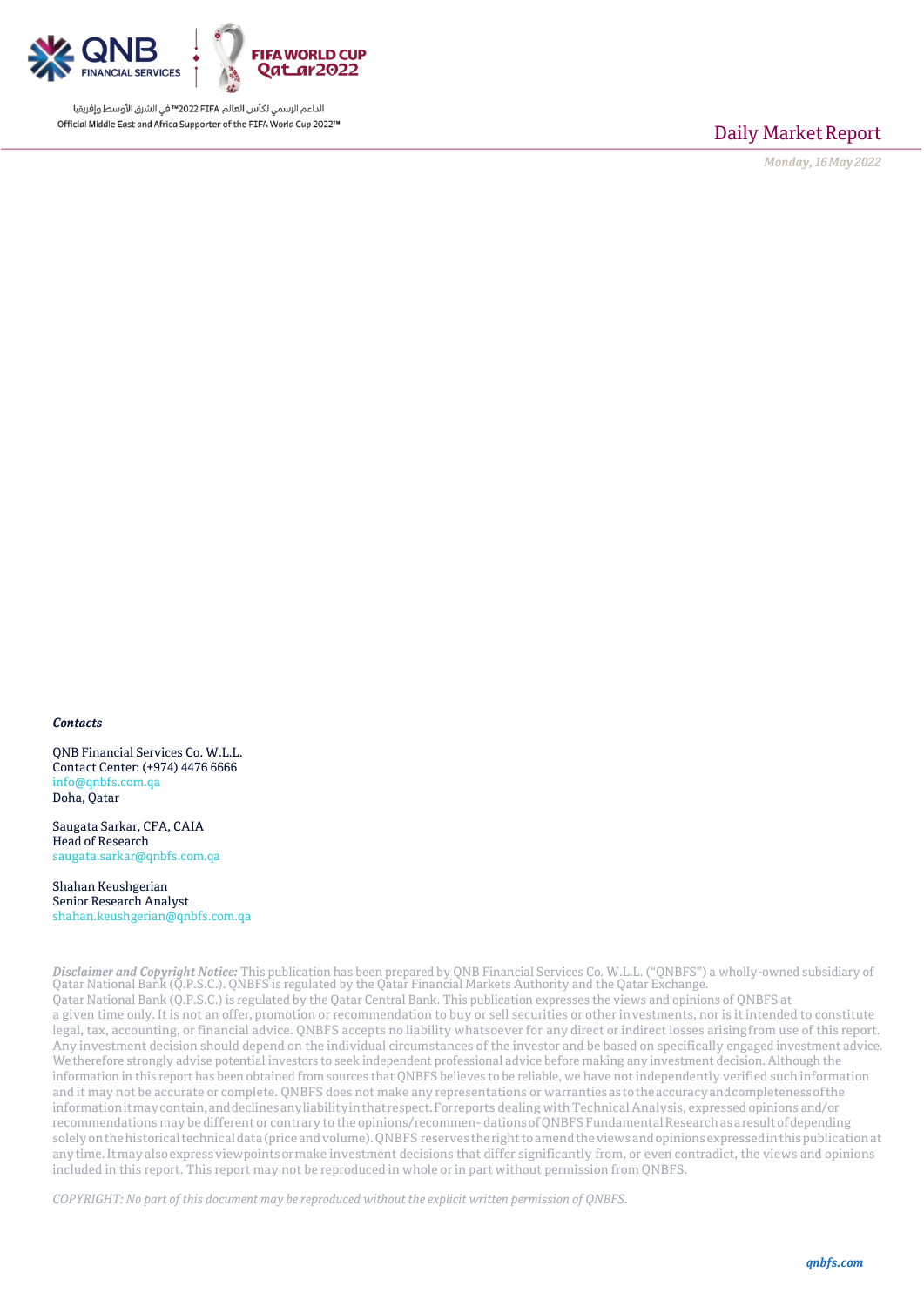الداعم الرسمي لكأس العالم FIFA 2022™ في الشرق الأوسط وإفريقيا
Official Middle East and Africa Supporter of the FIFA World Cup 2022™

# Daily Market Report

*Monday, 16 May 2022*

***Contacts***

QNB Financial Services Co. W.L.L.
Contact Center: (+974) 4476 6666
info@qnbfs.com.qa
Doha, Qatar

Saugata Sarkar, CFA, CAIA
Head of Research
saugata.sarkar@qnbfs.com.qa

Shahan Keushgerian
Senior Research Analyst
shahan.keushgerian@qnbfs.com.qa

***Disclaimer and Copyright Notice:*** This publication has been prepared by QNB Financial Services Co. W.L.L. ("QNBFS") a wholly-owned subsidiary of Qatar National Bank (Q.P.S.C.). QNBFS is regulated by the Qatar Financial Markets Authority and the Qatar Exchange. Qatar National Bank (Q.P.S.C.) is regulated by the Qatar Central Bank. This publication expresses the views and opinions of QNBFS at a given time only. It is not an offer, promotion or recommendation to buy or sell securities or other investments, nor is it intended to constitute legal, tax, accounting, or financial advice. QNBFS accepts no liability whatsoever for any direct or indirect losses arising from use of this report. Any investment decision should depend on the individual circumstances of the investor and be based on specifically engaged investment advice. We therefore strongly advise potential investors to seek independent professional advice before making any investment decision. Although the information in this report has been obtained from sources that QNBFS believes to be reliable, we have not independently verified such information and it may not be accurate or complete. QNBFS does not make any representations or warranties as to the accuracy and completeness of the information it may contain, and declines any liability in that respect. For reports dealing with Technical Analysis, expressed opinions and/or recommendations may be different or contrary to the opinions/recommen- dations of QNBFS Fundamental Research as a result of depending solely on the historical technical data (price and volume). QNBFS reserves the right to amend the views and opinions expressed in this publication at any time. It may also express viewpoints or make investment decisions that differ significantly from, or even contradict, the views and opinions included in this report. This report may not be reproduced in whole or in part without permission from QNBFS.

*COPYRIGHT: No part of this document may be reproduced without the explicit written permission of QNBFS.*

*qnbfs.com*